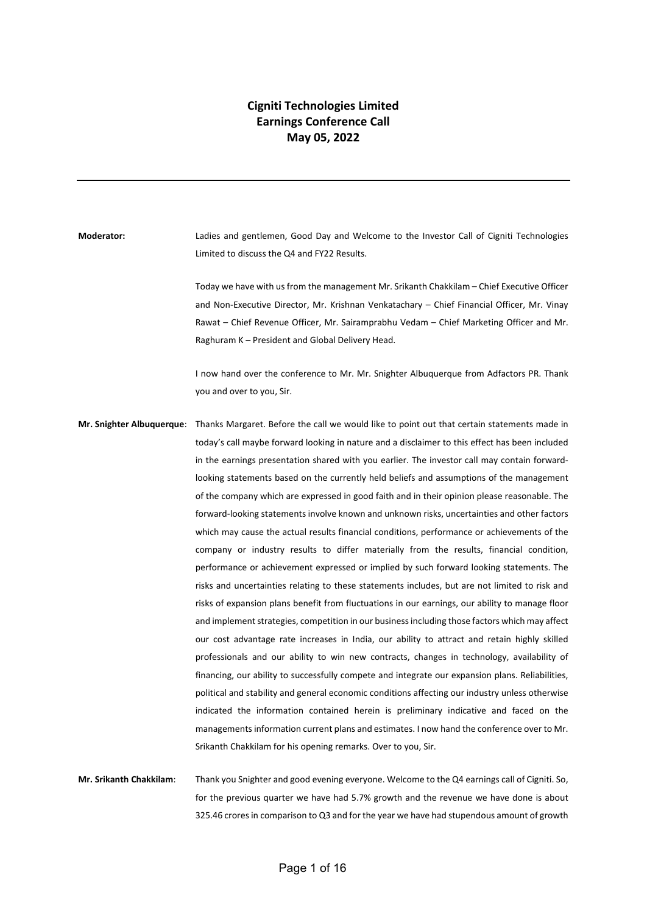# Cigniti Technologies Limited
# Earnings Conference Call
# May 05, 2022

---

**Moderator:** Ladies and gentlemen, Good Day and Welcome to the Investor Call of Cigniti Technologies Limited to discuss the Q4 and FY22 Results.

Today we have with us from the management Mr. Srikanth Chakkilam – Chief Executive Officer and Non-Executive Director, Mr. Krishnan Venkatachary – Chief Financial Officer, Mr. Vinay Rawat – Chief Revenue Officer, Mr. Sairamprabhu Vedam – Chief Marketing Officer and Mr. Raghuram K – President and Global Delivery Head.

I now hand over the conference to Mr. Mr. Snighter Albuquerque from Adfactors PR. Thank you and over to you, Sir.

**Mr. Snighter Albuquerque**: Thanks Margaret. Before the call we would like to point out that certain statements made in today's call maybe forward looking in nature and a disclaimer to this effect has been included in the earnings presentation shared with you earlier. The investor call may contain forward-looking statements based on the currently held beliefs and assumptions of the management of the company which are expressed in good faith and in their opinion please reasonable. The forward-looking statements involve known and unknown risks, uncertainties and other factors which may cause the actual results financial conditions, performance or achievements of the company or industry results to differ materially from the results, financial condition, performance or achievement expressed or implied by such forward looking statements. The risks and uncertainties relating to these statements includes, but are not limited to risk and risks of expansion plans benefit from fluctuations in our earnings, our ability to manage floor and implement strategies, competition in our business including those factors which may affect our cost advantage rate increases in India, our ability to attract and retain highly skilled professionals and our ability to win new contracts, changes in technology, availability of financing, our ability to successfully compete and integrate our expansion plans. Reliabilities, political and stability and general economic conditions affecting our industry unless otherwise indicated the information contained herein is preliminary indicative and faced on the managements information current plans and estimates. I now hand the conference over to Mr. Srikanth Chakkilam for his opening remarks. Over to you, Sir.

**Mr. Srikanth Chakkilam**: Thank you Snighter and good evening everyone. Welcome to the Q4 earnings call of Cigniti. So, for the previous quarter we have had 5.7% growth and the revenue we have done is about 325.46 crores in comparison to Q3 and for the year we have had stupendous amount of growth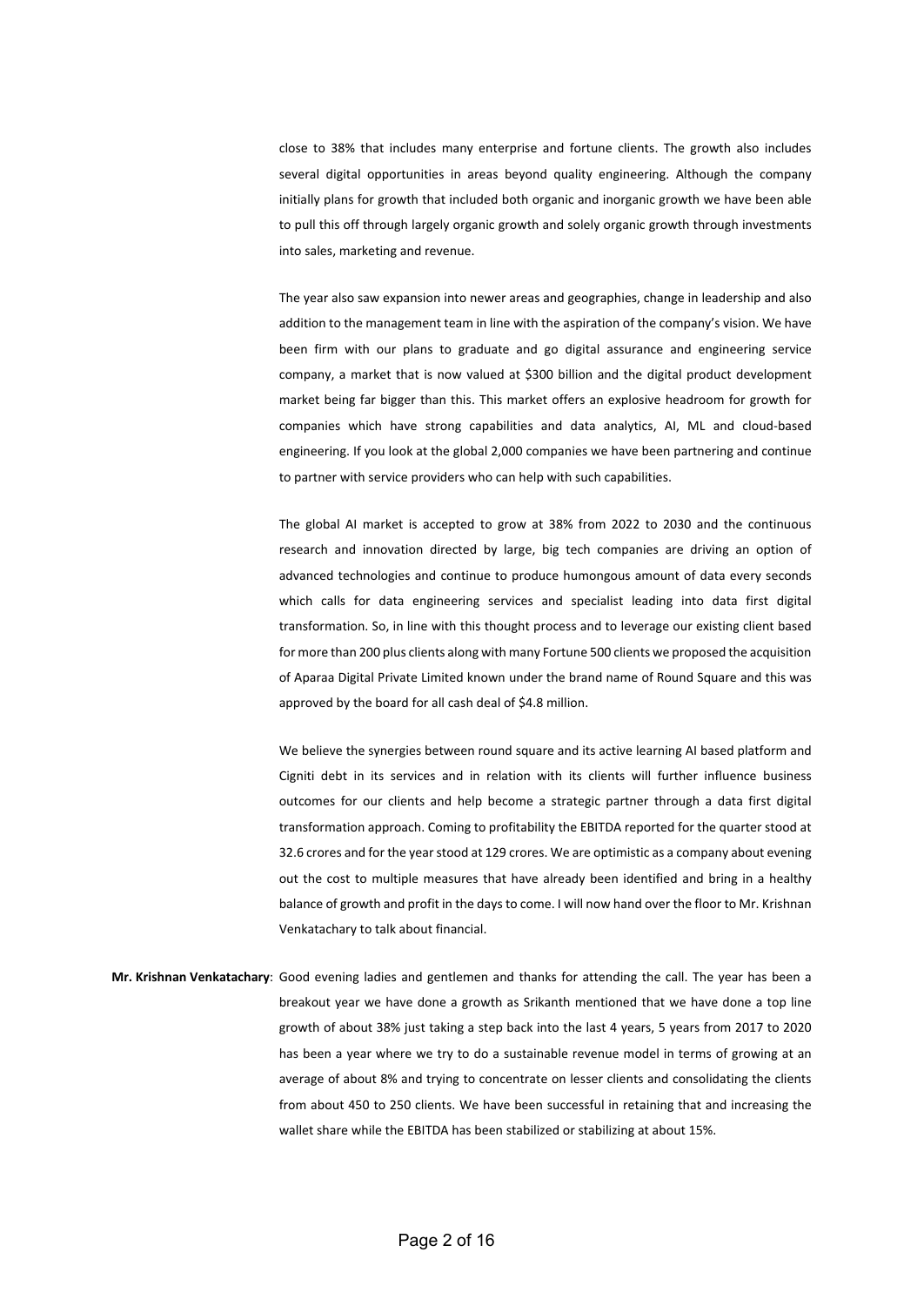close to 38% that includes many enterprise and fortune clients. The growth also includes several digital opportunities in areas beyond quality engineering. Although the company initially plans for growth that included both organic and inorganic growth we have been able to pull this off through largely organic growth and solely organic growth through investments into sales, marketing and revenue.

The year also saw expansion into newer areas and geographies, change in leadership and also addition to the management team in line with the aspiration of the company's vision. We have been firm with our plans to graduate and go digital assurance and engineering service company, a market that is now valued at $300 billion and the digital product development market being far bigger than this. This market offers an explosive headroom for growth for companies which have strong capabilities and data analytics, AI, ML and cloud-based engineering. If you look at the global 2,000 companies we have been partnering and continue to partner with service providers who can help with such capabilities.

The global AI market is accepted to grow at 38% from 2022 to 2030 and the continuous research and innovation directed by large, big tech companies are driving an option of advanced technologies and continue to produce humongous amount of data every seconds which calls for data engineering services and specialist leading into data first digital transformation. So, in line with this thought process and to leverage our existing client based for more than 200 plus clients along with many Fortune 500 clients we proposed the acquisition of Aparaa Digital Private Limited known under the brand name of Round Square and this was approved by the board for all cash deal of $4.8 million.

We believe the synergies between round square and its active learning AI based platform and Cigniti debt in its services and in relation with its clients will further influence business outcomes for our clients and help become a strategic partner through a data first digital transformation approach. Coming to profitability the EBITDA reported for the quarter stood at 32.6 crores and for the year stood at 129 crores. We are optimistic as a company about evening out the cost to multiple measures that have already been identified and bring in a healthy balance of growth and profit in the days to come. I will now hand over the floor to Mr. Krishnan Venkatachary to talk about financial.

**Mr. Krishnan Venkatachary**: Good evening ladies and gentlemen and thanks for attending the call. The year has been a breakout year we have done a growth as Srikanth mentioned that we have done a top line growth of about 38% just taking a step back into the last 4 years, 5 years from 2017 to 2020 has been a year where we try to do a sustainable revenue model in terms of growing at an average of about 8% and trying to concentrate on lesser clients and consolidating the clients from about 450 to 250 clients. We have been successful in retaining that and increasing the wallet share while the EBITDA has been stabilized or stabilizing at about 15%.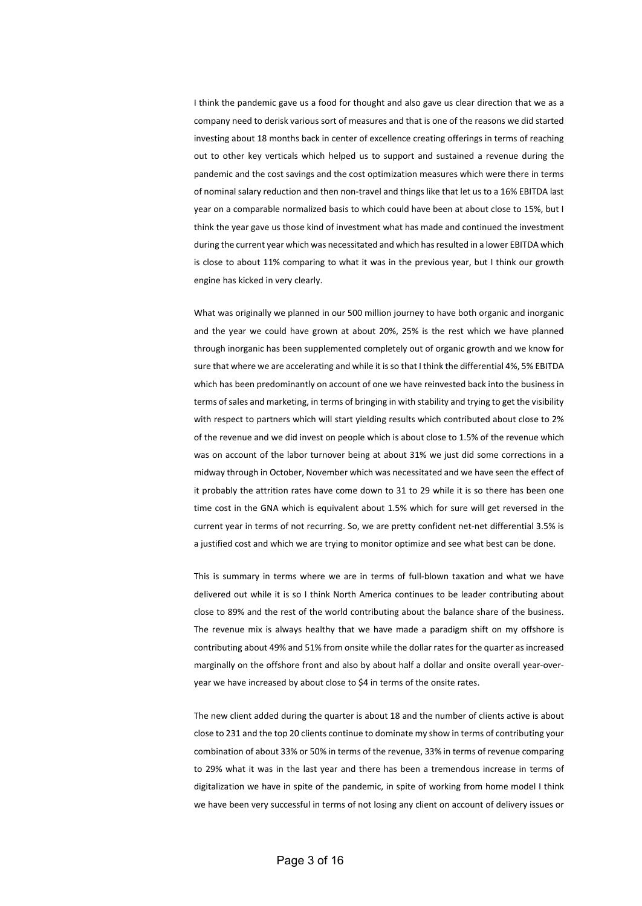I think the pandemic gave us a food for thought and also gave us clear direction that we as a company need to derisk various sort of measures and that is one of the reasons we did started investing about 18 months back in center of excellence creating offerings in terms of reaching out to other key verticals which helped us to support and sustained a revenue during the pandemic and the cost savings and the cost optimization measures which were there in terms of nominal salary reduction and then non-travel and things like that let us to a 16% EBITDA last year on a comparable normalized basis to which could have been at about close to 15%, but I think the year gave us those kind of investment what has made and continued the investment during the current year which was necessitated and which has resulted in a lower EBITDA which is close to about 11% comparing to what it was in the previous year, but I think our growth engine has kicked in very clearly.

What was originally we planned in our 500 million journey to have both organic and inorganic and the year we could have grown at about 20%, 25% is the rest which we have planned through inorganic has been supplemented completely out of organic growth and we know for sure that where we are accelerating and while it is so that I think the differential 4%, 5% EBITDA which has been predominantly on account of one we have reinvested back into the business in terms of sales and marketing, in terms of bringing in with stability and trying to get the visibility with respect to partners which will start yielding results which contributed about close to 2% of the revenue and we did invest on people which is about close to 1.5% of the revenue which was on account of the labor turnover being at about 31% we just did some corrections in a midway through in October, November which was necessitated and we have seen the effect of it probably the attrition rates have come down to 31 to 29 while it is so there has been one time cost in the GNA which is equivalent about 1.5% which for sure will get reversed in the current year in terms of not recurring. So, we are pretty confident net-net differential 3.5% is a justified cost and which we are trying to monitor optimize and see what best can be done.

This is summary in terms where we are in terms of full-blown taxation and what we have delivered out while it is so I think North America continues to be leader contributing about close to 89% and the rest of the world contributing about the balance share of the business. The revenue mix is always healthy that we have made a paradigm shift on my offshore is contributing about 49% and 51% from onsite while the dollar rates for the quarter as increased marginally on the offshore front and also by about half a dollar and onsite overall year-over-year we have increased by about close to $4 in terms of the onsite rates.

The new client added during the quarter is about 18 and the number of clients active is about close to 231 and the top 20 clients continue to dominate my show in terms of contributing your combination of about 33% or 50% in terms of the revenue, 33% in terms of revenue comparing to 29% what it was in the last year and there has been a tremendous increase in terms of digitalization we have in spite of the pandemic, in spite of working from home model I think we have been very successful in terms of not losing any client on account of delivery issues or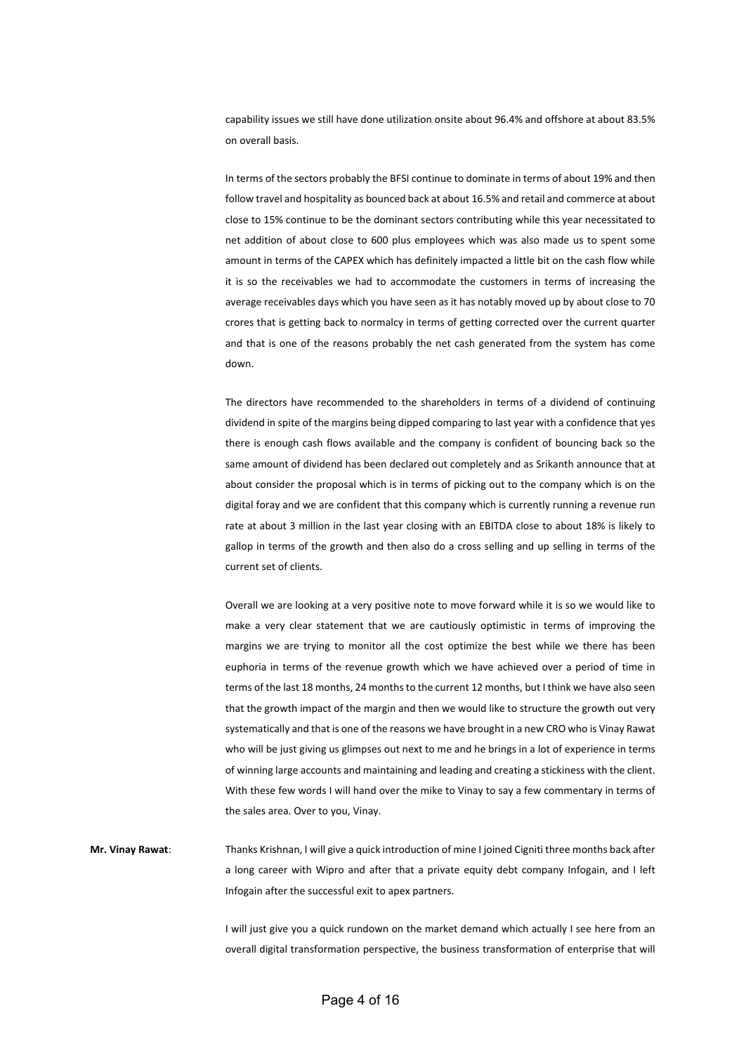capability issues we still have done utilization onsite about 96.4% and offshore at about 83.5% on overall basis.

In terms of the sectors probably the BFSI continue to dominate in terms of about 19% and then follow travel and hospitality as bounced back at about 16.5% and retail and commerce at about close to 15% continue to be the dominant sectors contributing while this year necessitated to net addition of about close to 600 plus employees which was also made us to spent some amount in terms of the CAPEX which has definitely impacted a little bit on the cash flow while it is so the receivables we had to accommodate the customers in terms of increasing the average receivables days which you have seen as it has notably moved up by about close to 70 crores that is getting back to normalcy in terms of getting corrected over the current quarter and that is one of the reasons probably the net cash generated from the system has come down.

The directors have recommended to the shareholders in terms of a dividend of continuing dividend in spite of the margins being dipped comparing to last year with a confidence that yes there is enough cash flows available and the company is confident of bouncing back so the same amount of dividend has been declared out completely and as Srikanth announce that at about consider the proposal which is in terms of picking out to the company which is on the digital foray and we are confident that this company which is currently running a revenue run rate at about 3 million in the last year closing with an EBITDA close to about 18% is likely to gallop in terms of the growth and then also do a cross selling and up selling in terms of the current set of clients.

Overall we are looking at a very positive note to move forward while it is so we would like to make a very clear statement that we are cautiously optimistic in terms of improving the margins we are trying to monitor all the cost optimize the best while we there has been euphoria in terms of the revenue growth which we have achieved over a period of time in terms of the last 18 months, 24 months to the current 12 months, but I think we have also seen that the growth impact of the margin and then we would like to structure the growth out very systematically and that is one of the reasons we have brought in a new CRO who is Vinay Rawat who will be just giving us glimpses out next to me and he brings in a lot of experience in terms of winning large accounts and maintaining and leading and creating a stickiness with the client. With these few words I will hand over the mike to Vinay to say a few commentary in terms of the sales area. Over to you, Vinay.

**Mr. Vinay Rawat**: Thanks Krishnan, I will give a quick introduction of mine I joined Cigniti three months back after a long career with Wipro and after that a private equity debt company Infogain, and I left Infogain after the successful exit to apex partners.

I will just give you a quick rundown on the market demand which actually I see here from an overall digital transformation perspective, the business transformation of enterprise that will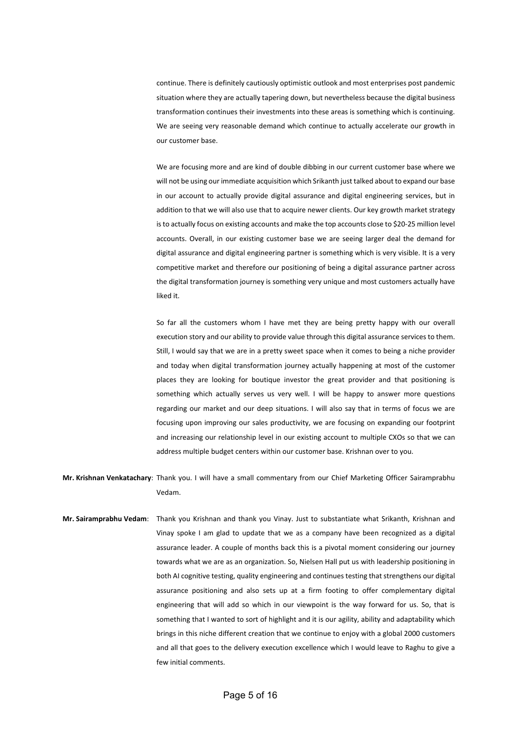continue. There is definitely cautiously optimistic outlook and most enterprises post pandemic situation where they are actually tapering down, but nevertheless because the digital business transformation continues their investments into these areas is something which is continuing. We are seeing very reasonable demand which continue to actually accelerate our growth in our customer base.

We are focusing more and are kind of double dibbing in our current customer base where we will not be using our immediate acquisition which Srikanth just talked about to expand our base in our account to actually provide digital assurance and digital engineering services, but in addition to that we will also use that to acquire newer clients. Our key growth market strategy is to actually focus on existing accounts and make the top accounts close to $20-25 million level accounts. Overall, in our existing customer base we are seeing larger deal the demand for digital assurance and digital engineering partner is something which is very visible. It is a very competitive market and therefore our positioning of being a digital assurance partner across the digital transformation journey is something very unique and most customers actually have liked it.

So far all the customers whom I have met they are being pretty happy with our overall execution story and our ability to provide value through this digital assurance services to them. Still, I would say that we are in a pretty sweet space when it comes to being a niche provider and today when digital transformation journey actually happening at most of the customer places they are looking for boutique investor the great provider and that positioning is something which actually serves us very well. I will be happy to answer more questions regarding our market and our deep situations. I will also say that in terms of focus we are focusing upon improving our sales productivity, we are focusing on expanding our footprint and increasing our relationship level in our existing account to multiple CXOs so that we can address multiple budget centers within our customer base. Krishnan over to you.

**Mr. Krishnan Venkatachary**: Thank you. I will have a small commentary from our Chief Marketing Officer Sairamprabhu Vedam.

**Mr. Sairamprabhu Vedam**: Thank you Krishnan and thank you Vinay. Just to substantiate what Srikanth, Krishnan and Vinay spoke I am glad to update that we as a company have been recognized as a digital assurance leader. A couple of months back this is a pivotal moment considering our journey towards what we are as an organization. So, Nielsen Hall put us with leadership positioning in both AI cognitive testing, quality engineering and continues testing that strengthens our digital assurance positioning and also sets up at a firm footing to offer complementary digital engineering that will add so which in our viewpoint is the way forward for us. So, that is something that I wanted to sort of highlight and it is our agility, ability and adaptability which brings in this niche different creation that we continue to enjoy with a global 2000 customers and all that goes to the delivery execution excellence which I would leave to Raghu to give a few initial comments.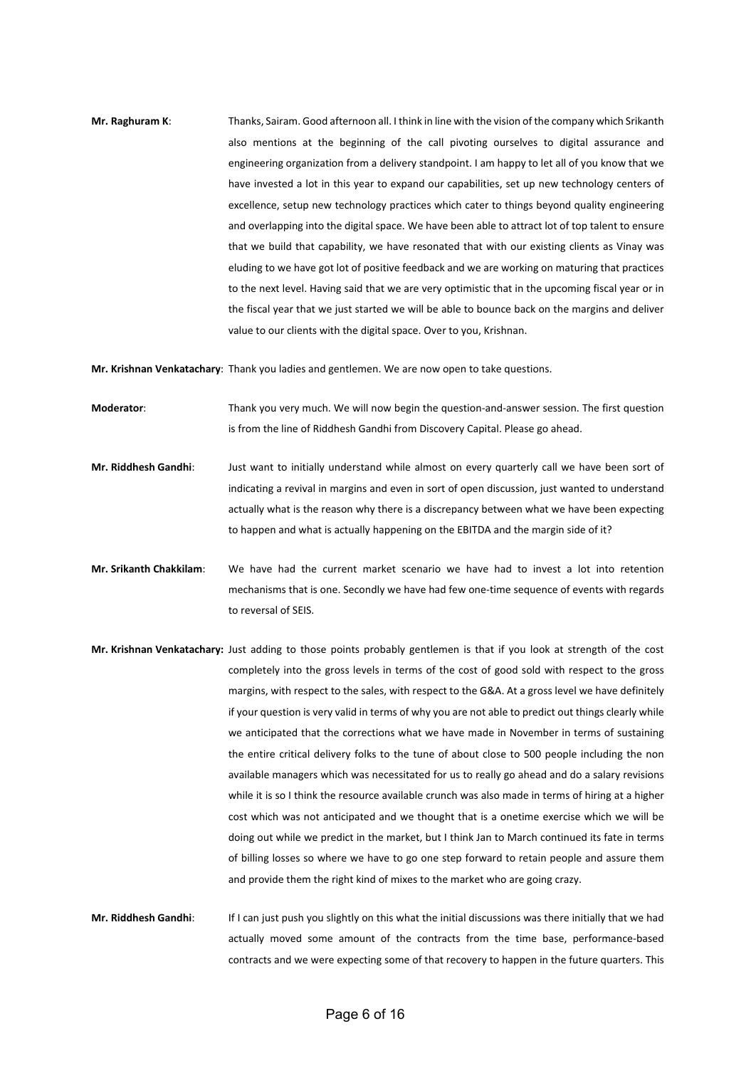**Mr. Raghuram K**: Thanks, Sairam. Good afternoon all. I think in line with the vision of the company which Srikanth also mentions at the beginning of the call pivoting ourselves to digital assurance and engineering organization from a delivery standpoint. I am happy to let all of you know that we have invested a lot in this year to expand our capabilities, set up new technology centers of excellence, setup new technology practices which cater to things beyond quality engineering and overlapping into the digital space. We have been able to attract lot of top talent to ensure that we build that capability, we have resonated that with our existing clients as Vinay was eluding to we have got lot of positive feedback and we are working on maturing that practices to the next level. Having said that we are very optimistic that in the upcoming fiscal year or in the fiscal year that we just started we will be able to bounce back on the margins and deliver value to our clients with the digital space. Over to you, Krishnan.

**Mr. Krishnan Venkatachary**: Thank you ladies and gentlemen. We are now open to take questions.

**Moderator**: Thank you very much. We will now begin the question-and-answer session. The first question is from the line of Riddhesh Gandhi from Discovery Capital. Please go ahead.

**Mr. Riddhesh Gandhi**: Just want to initially understand while almost on every quarterly call we have been sort of indicating a revival in margins and even in sort of open discussion, just wanted to understand actually what is the reason why there is a discrepancy between what we have been expecting to happen and what is actually happening on the EBITDA and the margin side of it?

**Mr. Srikanth Chakkilam**: We have had the current market scenario we have had to invest a lot into retention mechanisms that is one. Secondly we have had few one-time sequence of events with regards to reversal of SEIS.

**Mr. Krishnan Venkatachary:** Just adding to those points probably gentlemen is that if you look at strength of the cost completely into the gross levels in terms of the cost of good sold with respect to the gross margins, with respect to the sales, with respect to the G&A. At a gross level we have definitely if your question is very valid in terms of why you are not able to predict out things clearly while we anticipated that the corrections what we have made in November in terms of sustaining the entire critical delivery folks to the tune of about close to 500 people including the non available managers which was necessitated for us to really go ahead and do a salary revisions while it is so I think the resource available crunch was also made in terms of hiring at a higher cost which was not anticipated and we thought that is a onetime exercise which we will be doing out while we predict in the market, but I think Jan to March continued its fate in terms of billing losses so where we have to go one step forward to retain people and assure them and provide them the right kind of mixes to the market who are going crazy.

**Mr. Riddhesh Gandhi**: If I can just push you slightly on this what the initial discussions was there initially that we had actually moved some amount of the contracts from the time base, performance-based contracts and we were expecting some of that recovery to happen in the future quarters. This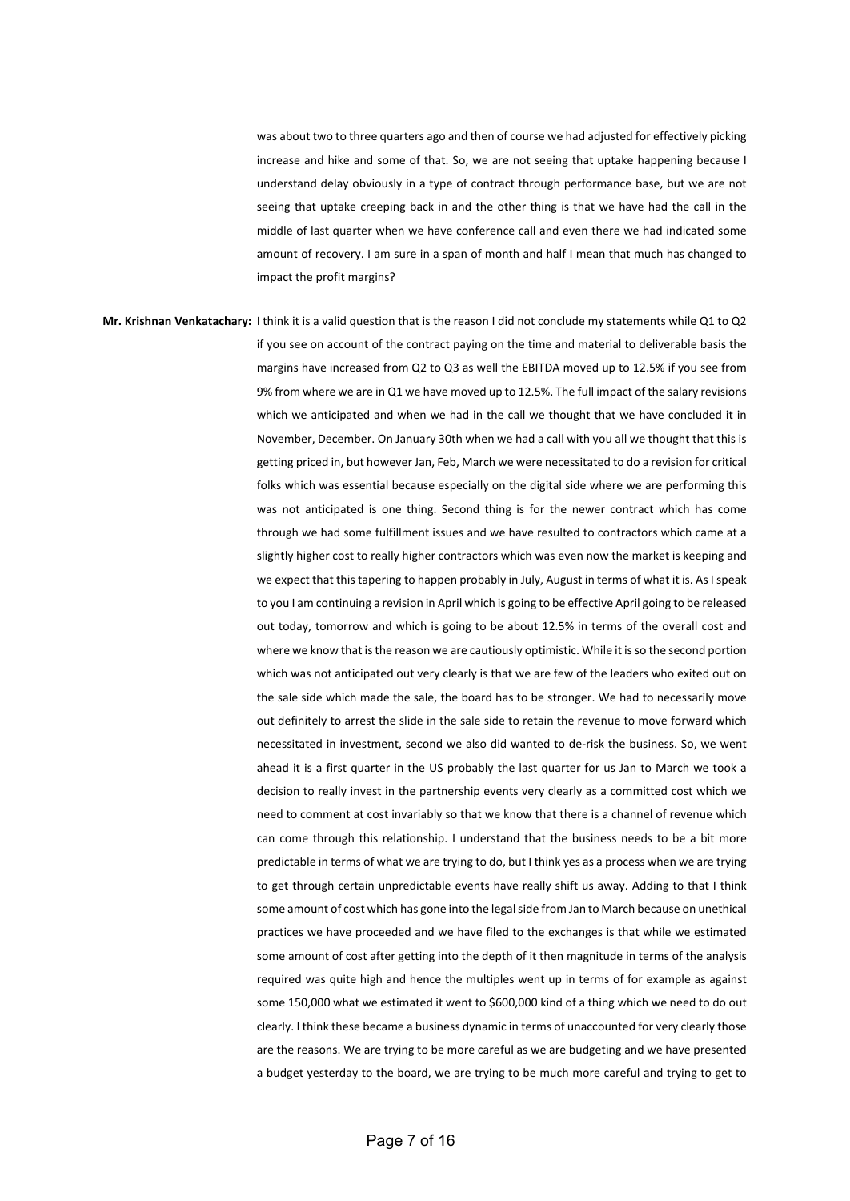was about two to three quarters ago and then of course we had adjusted for effectively picking increase and hike and some of that. So, we are not seeing that uptake happening because I understand delay obviously in a type of contract through performance base, but we are not seeing that uptake creeping back in and the other thing is that we have had the call in the middle of last quarter when we have conference call and even there we had indicated some amount of recovery. I am sure in a span of month and half I mean that much has changed to impact the profit margins?

**Mr. Krishnan Venkatachary:** I think it is a valid question that is the reason I did not conclude my statements while Q1 to Q2 if you see on account of the contract paying on the time and material to deliverable basis the margins have increased from Q2 to Q3 as well the EBITDA moved up to 12.5% if you see from 9% from where we are in Q1 we have moved up to 12.5%. The full impact of the salary revisions which we anticipated and when we had in the call we thought that we have concluded it in November, December. On January 30th when we had a call with you all we thought that this is getting priced in, but however Jan, Feb, March we were necessitated to do a revision for critical folks which was essential because especially on the digital side where we are performing this was not anticipated is one thing. Second thing is for the newer contract which has come through we had some fulfillment issues and we have resulted to contractors which came at a slightly higher cost to really higher contractors which was even now the market is keeping and we expect that this tapering to happen probably in July, August in terms of what it is. As I speak to you I am continuing a revision in April which is going to be effective April going to be released out today, tomorrow and which is going to be about 12.5% in terms of the overall cost and where we know that is the reason we are cautiously optimistic. While it is so the second portion which was not anticipated out very clearly is that we are few of the leaders who exited out on the sale side which made the sale, the board has to be stronger. We had to necessarily move out definitely to arrest the slide in the sale side to retain the revenue to move forward which necessitated in investment, second we also did wanted to de-risk the business. So, we went ahead it is a first quarter in the US probably the last quarter for us Jan to March we took a decision to really invest in the partnership events very clearly as a committed cost which we need to comment at cost invariably so that we know that there is a channel of revenue which can come through this relationship. I understand that the business needs to be a bit more predictable in terms of what we are trying to do, but I think yes as a process when we are trying to get through certain unpredictable events have really shift us away. Adding to that I think some amount of cost which has gone into the legal side from Jan to March because on unethical practices we have proceeded and we have filed to the exchanges is that while we estimated some amount of cost after getting into the depth of it then magnitude in terms of the analysis required was quite high and hence the multiples went up in terms of for example as against some 150,000 what we estimated it went to $600,000 kind of a thing which we need to do out clearly. I think these became a business dynamic in terms of unaccounted for very clearly those are the reasons. We are trying to be more careful as we are budgeting and we have presented a budget yesterday to the board, we are trying to be much more careful and trying to get to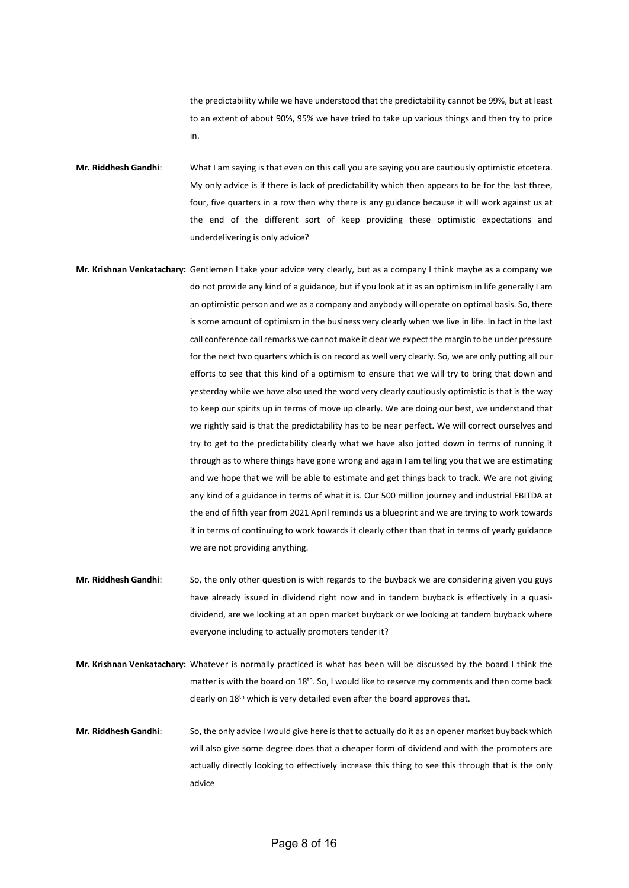the predictability while we have understood that the predictability cannot be 99%, but at least to an extent of about 90%, 95% we have tried to take up various things and then try to price in.

**Mr. Riddhesh Gandhi**: What I am saying is that even on this call you are saying you are cautiously optimistic etcetera. My only advice is if there is lack of predictability which then appears to be for the last three, four, five quarters in a row then why there is any guidance because it will work against us at the end of the different sort of keep providing these optimistic expectations and underdelivering is only advice?

**Mr. Krishnan Venkatachary:** Gentlemen I take your advice very clearly, but as a company I think maybe as a company we do not provide any kind of a guidance, but if you look at it as an optimism in life generally I am an optimistic person and we as a company and anybody will operate on optimal basis. So, there is some amount of optimism in the business very clearly when we live in life. In fact in the last call conference call remarks we cannot make it clear we expect the margin to be under pressure for the next two quarters which is on record as well very clearly. So, we are only putting all our efforts to see that this kind of a optimism to ensure that we will try to bring that down and yesterday while we have also used the word very clearly cautiously optimistic is that is the way to keep our spirits up in terms of move up clearly. We are doing our best, we understand that we rightly said is that the predictability has to be near perfect. We will correct ourselves and try to get to the predictability clearly what we have also jotted down in terms of running it through as to where things have gone wrong and again I am telling you that we are estimating and we hope that we will be able to estimate and get things back to track. We are not giving any kind of a guidance in terms of what it is. Our 500 million journey and industrial EBITDA at the end of fifth year from 2021 April reminds us a blueprint and we are trying to work towards it in terms of continuing to work towards it clearly other than that in terms of yearly guidance we are not providing anything.

**Mr. Riddhesh Gandhi**: So, the only other question is with regards to the buyback we are considering given you guys have already issued in dividend right now and in tandem buyback is effectively in a quasi-dividend, are we looking at an open market buyback or we looking at tandem buyback where everyone including to actually promoters tender it?

**Mr. Krishnan Venkatachary:** Whatever is normally practiced is what has been will be discussed by the board I think the matter is with the board on 18th. So, I would like to reserve my comments and then come back clearly on 18th which is very detailed even after the board approves that.

**Mr. Riddhesh Gandhi**: So, the only advice I would give here is that to actually do it as an opener market buyback which will also give some degree does that a cheaper form of dividend and with the promoters are actually directly looking to effectively increase this thing to see this through that is the only advice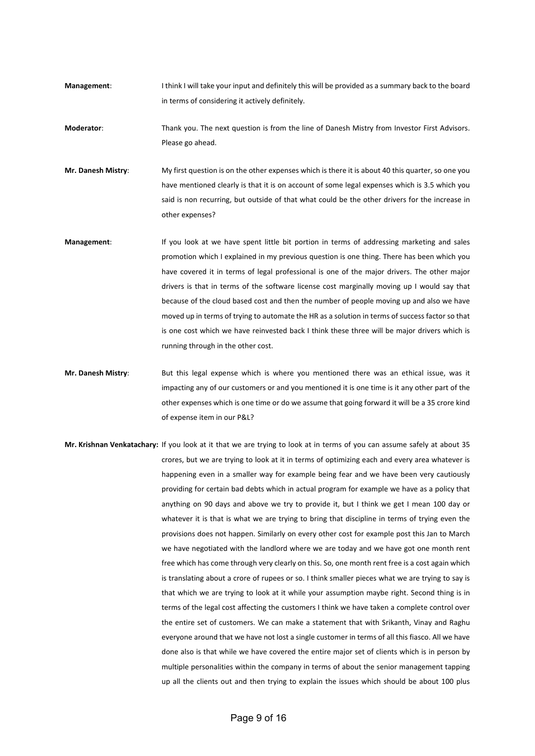**Management**: I think I will take your input and definitely this will be provided as a summary back to the board in terms of considering it actively definitely.

**Moderator**: Thank you. The next question is from the line of Danesh Mistry from Investor First Advisors. Please go ahead.

**Mr. Danesh Mistry**: My first question is on the other expenses which is there it is about 40 this quarter, so one you have mentioned clearly is that it is on account of some legal expenses which is 3.5 which you said is non recurring, but outside of that what could be the other drivers for the increase in other expenses?

**Management**: If you look at we have spent little bit portion in terms of addressing marketing and sales promotion which I explained in my previous question is one thing. There has been which you have covered it in terms of legal professional is one of the major drivers. The other major drivers is that in terms of the software license cost marginally moving up I would say that because of the cloud based cost and then the number of people moving up and also we have moved up in terms of trying to automate the HR as a solution in terms of success factor so that is one cost which we have reinvested back I think these three will be major drivers which is running through in the other cost.

**Mr. Danesh Mistry**: But this legal expense which is where you mentioned there was an ethical issue, was it impacting any of our customers or and you mentioned it is one time is it any other part of the other expenses which is one time or do we assume that going forward it will be a 35 crore kind of expense item in our P&L?

**Mr. Krishnan Venkatachary:** If you look at it that we are trying to look at in terms of you can assume safely at about 35 crores, but we are trying to look at it in terms of optimizing each and every area whatever is happening even in a smaller way for example being fear and we have been very cautiously providing for certain bad debts which in actual program for example we have as a policy that anything on 90 days and above we try to provide it, but I think we get I mean 100 day or whatever it is that is what we are trying to bring that discipline in terms of trying even the provisions does not happen. Similarly on every other cost for example post this Jan to March we have negotiated with the landlord where we are today and we have got one month rent free which has come through very clearly on this. So, one month rent free is a cost again which is translating about a crore of rupees or so. I think smaller pieces what we are trying to say is that which we are trying to look at it while your assumption maybe right. Second thing is in terms of the legal cost affecting the customers I think we have taken a complete control over the entire set of customers. We can make a statement that with Srikanth, Vinay and Raghu everyone around that we have not lost a single customer in terms of all this fiasco. All we have done also is that while we have covered the entire major set of clients which is in person by multiple personalities within the company in terms of about the senior management tapping up all the clients out and then trying to explain the issues which should be about 100 plus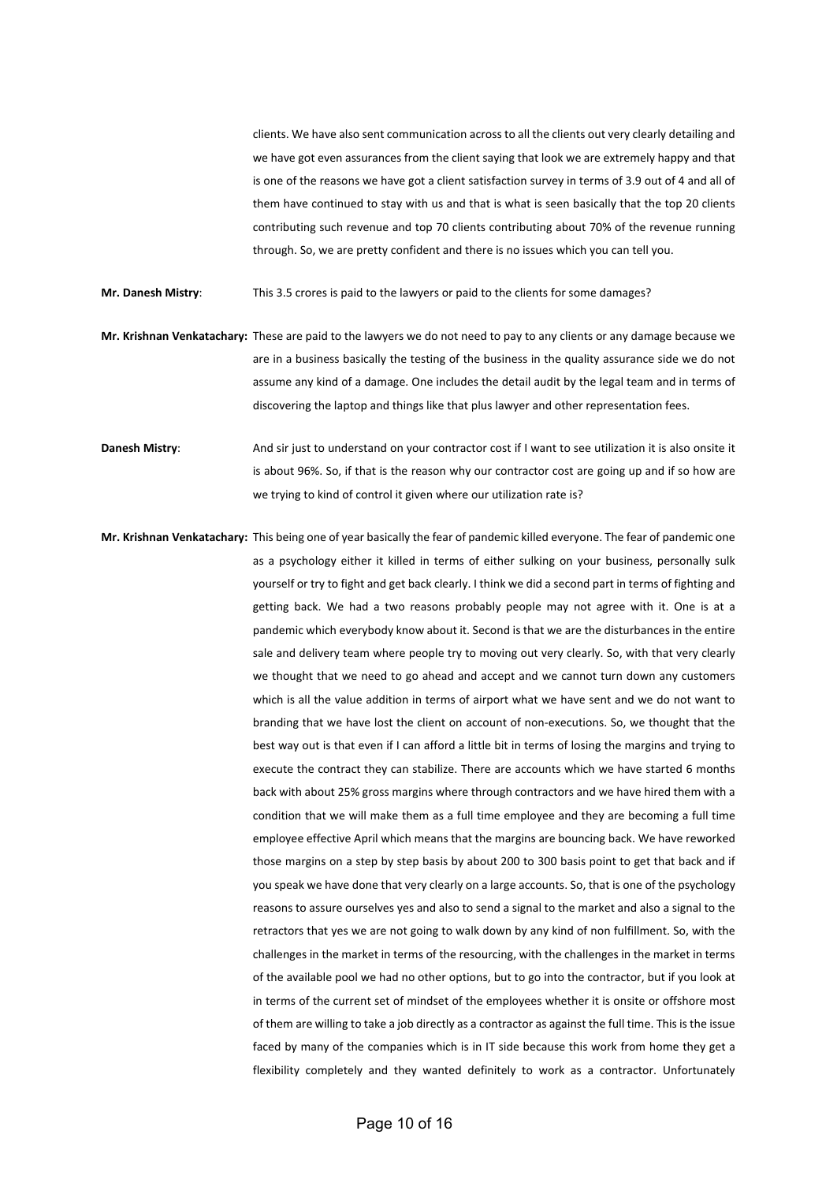clients. We have also sent communication across to all the clients out very clearly detailing and we have got even assurances from the client saying that look we are extremely happy and that is one of the reasons we have got a client satisfaction survey in terms of 3.9 out of 4 and all of them have continued to stay with us and that is what is seen basically that the top 20 clients contributing such revenue and top 70 clients contributing about 70% of the revenue running through. So, we are pretty confident and there is no issues which you can tell you.

**Mr. Danesh Mistry**: This 3.5 crores is paid to the lawyers or paid to the clients for some damages?

**Mr. Krishnan Venkatachary:** These are paid to the lawyers we do not need to pay to any clients or any damage because we are in a business basically the testing of the business in the quality assurance side we do not assume any kind of a damage. One includes the detail audit by the legal team and in terms of discovering the laptop and things like that plus lawyer and other representation fees.

**Danesh Mistry**: And sir just to understand on your contractor cost if I want to see utilization it is also onsite it is about 96%. So, if that is the reason why our contractor cost are going up and if so how are we trying to kind of control it given where our utilization rate is?

**Mr. Krishnan Venkatachary:** This being one of year basically the fear of pandemic killed everyone. The fear of pandemic one as a psychology either it killed in terms of either sulking on your business, personally sulk yourself or try to fight and get back clearly. I think we did a second part in terms of fighting and getting back. We had a two reasons probably people may not agree with it. One is at a pandemic which everybody know about it. Second is that we are the disturbances in the entire sale and delivery team where people try to moving out very clearly. So, with that very clearly we thought that we need to go ahead and accept and we cannot turn down any customers which is all the value addition in terms of airport what we have sent and we do not want to branding that we have lost the client on account of non-executions. So, we thought that the best way out is that even if I can afford a little bit in terms of losing the margins and trying to execute the contract they can stabilize. There are accounts which we have started 6 months back with about 25% gross margins where through contractors and we have hired them with a condition that we will make them as a full time employee and they are becoming a full time employee effective April which means that the margins are bouncing back. We have reworked those margins on a step by step basis by about 200 to 300 basis point to get that back and if you speak we have done that very clearly on a large accounts. So, that is one of the psychology reasons to assure ourselves yes and also to send a signal to the market and also a signal to the retractors that yes we are not going to walk down by any kind of non fulfillment. So, with the challenges in the market in terms of the resourcing, with the challenges in the market in terms of the available pool we had no other options, but to go into the contractor, but if you look at in terms of the current set of mindset of the employees whether it is onsite or offshore most of them are willing to take a job directly as a contractor as against the full time. This is the issue faced by many of the companies which is in IT side because this work from home they get a flexibility completely and they wanted definitely to work as a contractor. Unfortunately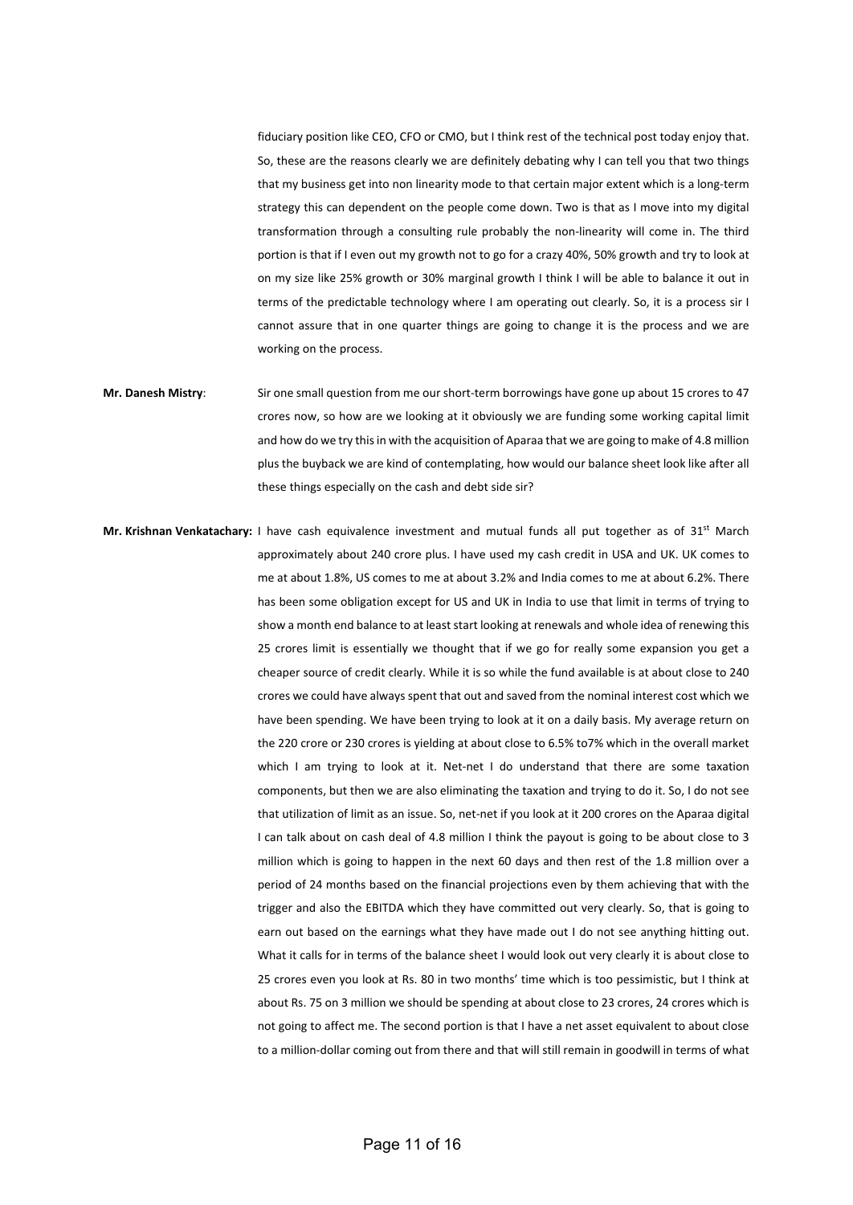fiduciary position like CEO, CFO or CMO, but I think rest of the technical post today enjoy that. So, these are the reasons clearly we are definitely debating why I can tell you that two things that my business get into non linearity mode to that certain major extent which is a long-term strategy this can dependent on the people come down. Two is that as I move into my digital transformation through a consulting rule probably the non-linearity will come in. The third portion is that if I even out my growth not to go for a crazy 40%, 50% growth and try to look at on my size like 25% growth or 30% marginal growth I think I will be able to balance it out in terms of the predictable technology where I am operating out clearly. So, it is a process sir I cannot assure that in one quarter things are going to change it is the process and we are working on the process.

**Mr. Danesh Mistry**: Sir one small question from me our short-term borrowings have gone up about 15 crores to 47 crores now, so how are we looking at it obviously we are funding some working capital limit and how do we try this in with the acquisition of Aparaa that we are going to make of 4.8 million plus the buyback we are kind of contemplating, how would our balance sheet look like after all these things especially on the cash and debt side sir?

**Mr. Krishnan Venkatachary:** I have cash equivalence investment and mutual funds all put together as of 31st March approximately about 240 crore plus. I have used my cash credit in USA and UK. UK comes to me at about 1.8%, US comes to me at about 3.2% and India comes to me at about 6.2%. There has been some obligation except for US and UK in India to use that limit in terms of trying to show a month end balance to at least start looking at renewals and whole idea of renewing this 25 crores limit is essentially we thought that if we go for really some expansion you get a cheaper source of credit clearly. While it is so while the fund available is at about close to 240 crores we could have always spent that out and saved from the nominal interest cost which we have been spending. We have been trying to look at it on a daily basis. My average return on the 220 crore or 230 crores is yielding at about close to 6.5% to7% which in the overall market which I am trying to look at it. Net-net I do understand that there are some taxation components, but then we are also eliminating the taxation and trying to do it. So, I do not see that utilization of limit as an issue. So, net-net if you look at it 200 crores on the Aparaa digital I can talk about on cash deal of 4.8 million I think the payout is going to be about close to 3 million which is going to happen in the next 60 days and then rest of the 1.8 million over a period of 24 months based on the financial projections even by them achieving that with the trigger and also the EBITDA which they have committed out very clearly. So, that is going to earn out based on the earnings what they have made out I do not see anything hitting out. What it calls for in terms of the balance sheet I would look out very clearly it is about close to 25 crores even you look at Rs. 80 in two months' time which is too pessimistic, but I think at about Rs. 75 on 3 million we should be spending at about close to 23 crores, 24 crores which is not going to affect me. The second portion is that I have a net asset equivalent to about close to a million-dollar coming out from there and that will still remain in goodwill in terms of what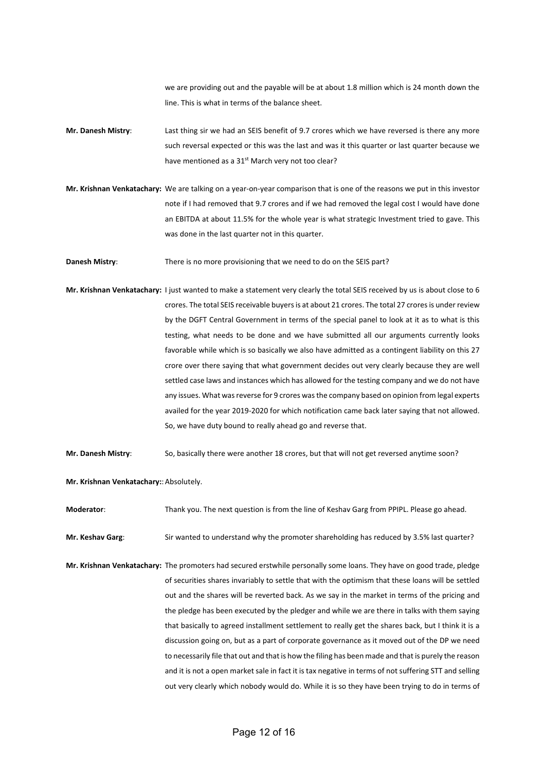we are providing out and the payable will be at about 1.8 million which is 24 month down the line. This is what in terms of the balance sheet.

**Mr. Danesh Mistry**: Last thing sir we had an SEIS benefit of 9.7 crores which we have reversed is there any more such reversal expected or this was the last and was it this quarter or last quarter because we have mentioned as a 31st March very not too clear?

**Mr. Krishnan Venkatachary:** We are talking on a year-on-year comparison that is one of the reasons we put in this investor note if I had removed that 9.7 crores and if we had removed the legal cost I would have done an EBITDA at about 11.5% for the whole year is what strategic Investment tried to gave. This was done in the last quarter not in this quarter.

**Danesh Mistry**: There is no more provisioning that we need to do on the SEIS part?

**Mr. Krishnan Venkatachary:** I just wanted to make a statement very clearly the total SEIS received by us is about close to 6 crores. The total SEIS receivable buyers is at about 21 crores. The total 27 crores is under review by the DGFT Central Government in terms of the special panel to look at it as to what is this testing, what needs to be done and we have submitted all our arguments currently looks favorable while which is so basically we also have admitted as a contingent liability on this 27 crore over there saying that what government decides out very clearly because they are well settled case laws and instances which has allowed for the testing company and we do not have any issues. What was reverse for 9 crores was the company based on opinion from legal experts availed for the year 2019-2020 for which notification came back later saying that not allowed. So, we have duty bound to really ahead go and reverse that.

**Mr. Danesh Mistry**: So, basically there were another 18 crores, but that will not get reversed anytime soon?

**Mr. Krishnan Venkatachary:**: Absolutely.

**Moderator**: Thank you. The next question is from the line of Keshav Garg from PPIPL. Please go ahead.

**Mr. Keshav Garg**: Sir wanted to understand why the promoter shareholding has reduced by 3.5% last quarter?

**Mr. Krishnan Venkatachary:** The promoters had secured erstwhile personally some loans. They have on good trade, pledge of securities shares invariably to settle that with the optimism that these loans will be settled out and the shares will be reverted back. As we say in the market in terms of the pricing and the pledge has been executed by the pledger and while we are there in talks with them saying that basically to agreed installment settlement to really get the shares back, but I think it is a discussion going on, but as a part of corporate governance as it moved out of the DP we need to necessarily file that out and that is how the filing has been made and that is purely the reason and it is not a open market sale in fact it is tax negative in terms of not suffering STT and selling out very clearly which nobody would do. While it is so they have been trying to do in terms of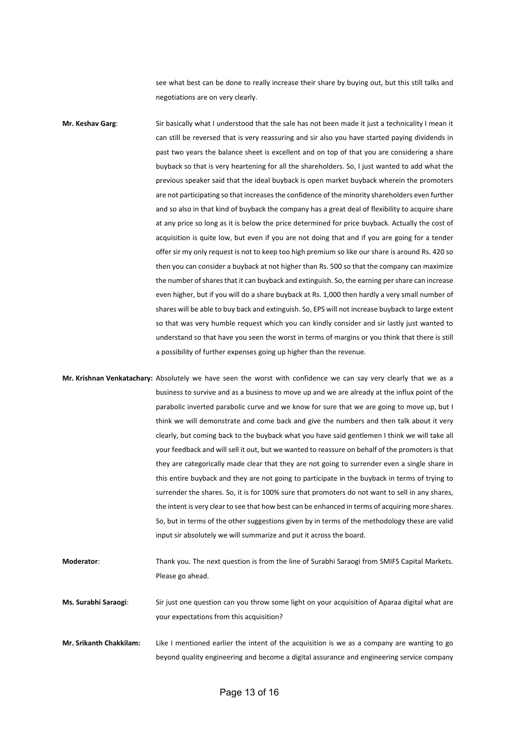see what best can be done to really increase their share by buying out, but this still talks and negotiations are on very clearly.

**Mr. Keshav Garg**: Sir basically what I understood that the sale has not been made it just a technicality I mean it can still be reversed that is very reassuring and sir also you have started paying dividends in past two years the balance sheet is excellent and on top of that you are considering a share buyback so that is very heartening for all the shareholders. So, I just wanted to add what the previous speaker said that the ideal buyback is open market buyback wherein the promoters are not participating so that increases the confidence of the minority shareholders even further and so also in that kind of buyback the company has a great deal of flexibility to acquire share at any price so long as it is below the price determined for price buyback. Actually the cost of acquisition is quite low, but even if you are not doing that and if you are going for a tender offer sir my only request is not to keep too high premium so like our share is around Rs. 420 so then you can consider a buyback at not higher than Rs. 500 so that the company can maximize the number of shares that it can buyback and extinguish. So, the earning per share can increase even higher, but if you will do a share buyback at Rs. 1,000 then hardly a very small number of shares will be able to buy back and extinguish. So, EPS will not increase buyback to large extent so that was very humble request which you can kindly consider and sir lastly just wanted to understand so that have you seen the worst in terms of margins or you think that there is still a possibility of further expenses going up higher than the revenue.

**Mr. Krishnan Venkatachary:** Absolutely we have seen the worst with confidence we can say very clearly that we as a business to survive and as a business to move up and we are already at the influx point of the parabolic inverted parabolic curve and we know for sure that we are going to move up, but I think we will demonstrate and come back and give the numbers and then talk about it very clearly, but coming back to the buyback what you have said gentlemen I think we will take all your feedback and will sell it out, but we wanted to reassure on behalf of the promoters is that they are categorically made clear that they are not going to surrender even a single share in this entire buyback and they are not going to participate in the buyback in terms of trying to surrender the shares. So, it is for 100% sure that promoters do not want to sell in any shares, the intent is very clear to see that how best can be enhanced in terms of acquiring more shares. So, but in terms of the other suggestions given by in terms of the methodology these are valid input sir absolutely we will summarize and put it across the board.

**Moderator**: Thank you. The next question is from the line of Surabhi Saraogi from SMIFS Capital Markets. Please go ahead.

**Ms. Surabhi Saraogi**: Sir just one question can you throw some light on your acquisition of Aparaa digital what are your expectations from this acquisition?

**Mr. Srikanth Chakkilam:** Like I mentioned earlier the intent of the acquisition is we as a company are wanting to go beyond quality engineering and become a digital assurance and engineering service company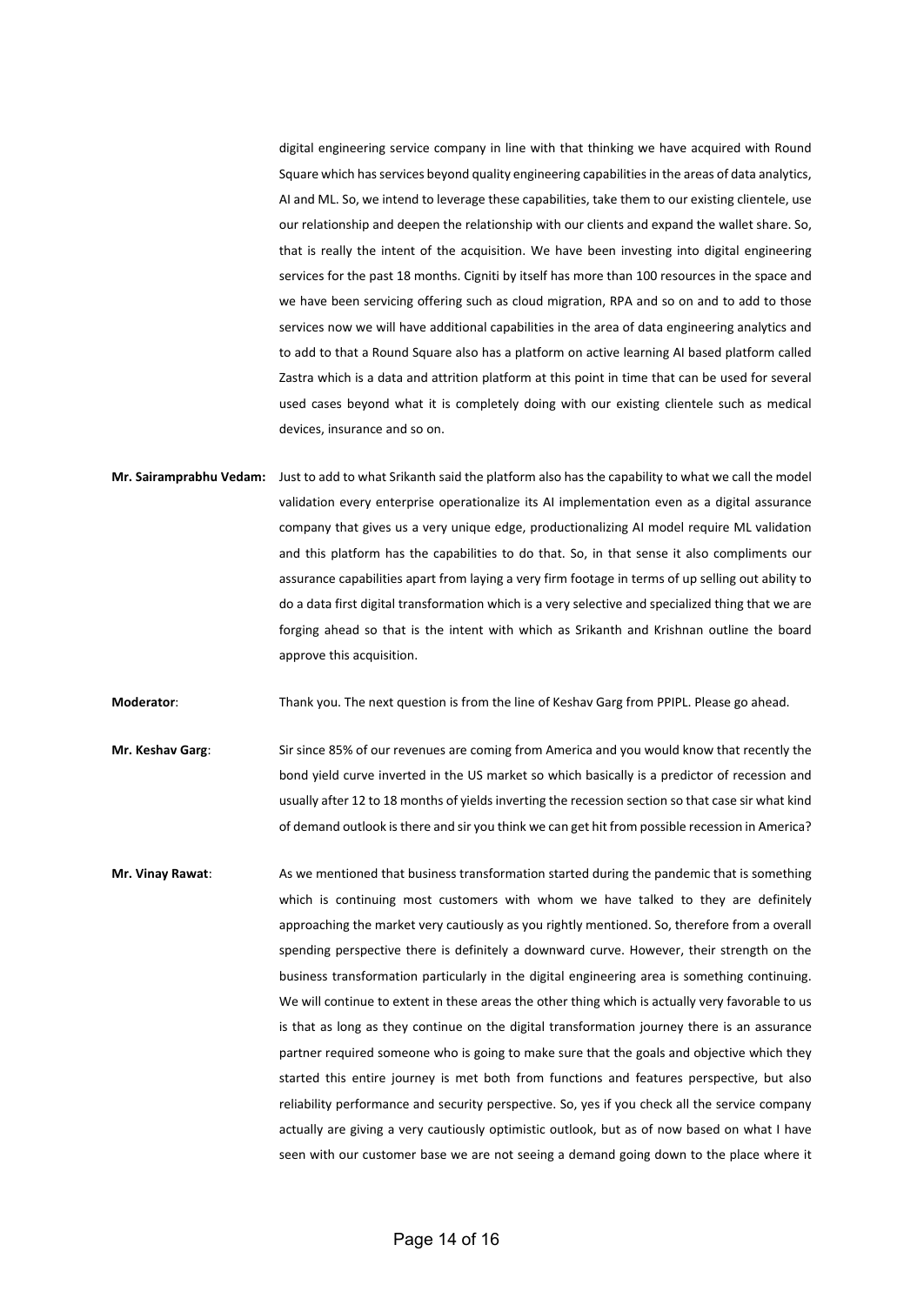digital engineering service company in line with that thinking we have acquired with Round Square which has services beyond quality engineering capabilities in the areas of data analytics, AI and ML. So, we intend to leverage these capabilities, take them to our existing clientele, use our relationship and deepen the relationship with our clients and expand the wallet share. So, that is really the intent of the acquisition. We have been investing into digital engineering services for the past 18 months. Cigniti by itself has more than 100 resources in the space and we have been servicing offering such as cloud migration, RPA and so on and to add to those services now we will have additional capabilities in the area of data engineering analytics and to add to that a Round Square also has a platform on active learning AI based platform called Zastra which is a data and attrition platform at this point in time that can be used for several used cases beyond what it is completely doing with our existing clientele such as medical devices, insurance and so on.

**Mr. Sairamprabhu Vedam:** Just to add to what Srikanth said the platform also has the capability to what we call the model validation every enterprise operationalize its AI implementation even as a digital assurance company that gives us a very unique edge, productionalizing AI model require ML validation and this platform has the capabilities to do that. So, in that sense it also compliments our assurance capabilities apart from laying a very firm footage in terms of up selling out ability to do a data first digital transformation which is a very selective and specialized thing that we are forging ahead so that is the intent with which as Srikanth and Krishnan outline the board approve this acquisition.

**Moderator**: Thank you. The next question is from the line of Keshav Garg from PPIPL. Please go ahead.

**Mr. Keshav Garg**: Sir since 85% of our revenues are coming from America and you would know that recently the bond yield curve inverted in the US market so which basically is a predictor of recession and usually after 12 to 18 months of yields inverting the recession section so that case sir what kind of demand outlook is there and sir you think we can get hit from possible recession in America?

**Mr. Vinay Rawat**: As we mentioned that business transformation started during the pandemic that is something which is continuing most customers with whom we have talked to they are definitely approaching the market very cautiously as you rightly mentioned. So, therefore from a overall spending perspective there is definitely a downward curve. However, their strength on the business transformation particularly in the digital engineering area is something continuing. We will continue to extent in these areas the other thing which is actually very favorable to us is that as long as they continue on the digital transformation journey there is an assurance partner required someone who is going to make sure that the goals and objective which they started this entire journey is met both from functions and features perspective, but also reliability performance and security perspective. So, yes if you check all the service company actually are giving a very cautiously optimistic outlook, but as of now based on what I have seen with our customer base we are not seeing a demand going down to the place where it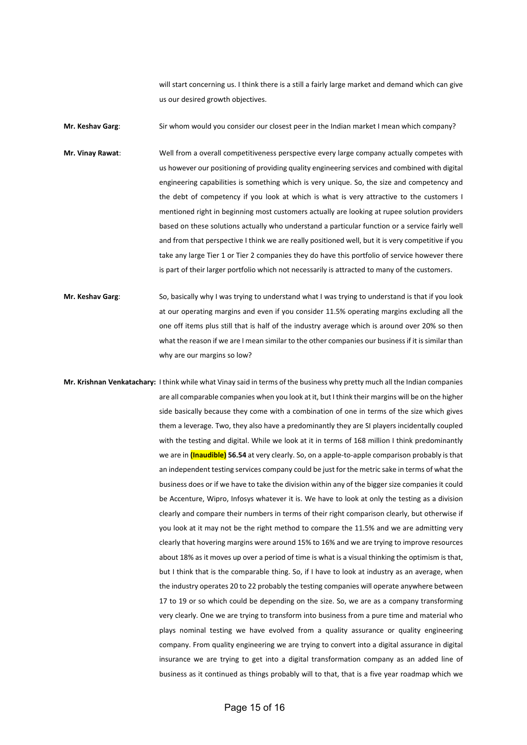will start concerning us. I think there is a still a fairly large market and demand which can give us our desired growth objectives.

**Mr. Keshav Garg**: Sir whom would you consider our closest peer in the Indian market I mean which company?

**Mr. Vinay Rawat**: Well from a overall competitiveness perspective every large company actually competes with us however our positioning of providing quality engineering services and combined with digital engineering capabilities is something which is very unique. So, the size and competency and the debt of competency if you look at which is what is very attractive to the customers I mentioned right in beginning most customers actually are looking at rupee solution providers based on these solutions actually who understand a particular function or a service fairly well and from that perspective I think we are really positioned well, but it is very competitive if you take any large Tier 1 or Tier 2 companies they do have this portfolio of service however there is part of their larger portfolio which not necessarily is attracted to many of the customers.

**Mr. Keshav Garg**: So, basically why I was trying to understand what I was trying to understand is that if you look at our operating margins and even if you consider 11.5% operating margins excluding all the one off items plus still that is half of the industry average which is around over 20% so then what the reason if we are I mean similar to the other companies our business if it is similar than why are our margins so low?

**Mr. Krishnan Venkatachary:** I think while what Vinay said in terms of the business why pretty much all the Indian companies are all comparable companies when you look at it, but I think their margins will be on the higher side basically because they come with a combination of one in terms of the size which gives them a leverage. Two, they also have a predominantly they are SI players incidentally coupled with the testing and digital. While we look at it in terms of 168 million I think predominantly we are in **(Inaudible) 56.54** at very clearly. So, on a apple-to-apple comparison probably is that an independent testing services company could be just for the metric sake in terms of what the business does or if we have to take the division within any of the bigger size companies it could be Accenture, Wipro, Infosys whatever it is. We have to look at only the testing as a division clearly and compare their numbers in terms of their right comparison clearly, but otherwise if you look at it may not be the right method to compare the 11.5% and we are admitting very clearly that hovering margins were around 15% to 16% and we are trying to improve resources about 18% as it moves up over a period of time is what is a visual thinking the optimism is that, but I think that is the comparable thing. So, if I have to look at industry as an average, when the industry operates 20 to 22 probably the testing companies will operate anywhere between 17 to 19 or so which could be depending on the size. So, we are as a company transforming very clearly. One we are trying to transform into business from a pure time and material who plays nominal testing we have evolved from a quality assurance or quality engineering company. From quality engineering we are trying to convert into a digital assurance in digital insurance we are trying to get into a digital transformation company as an added line of business as it continued as things probably will to that, that is a five year roadmap which we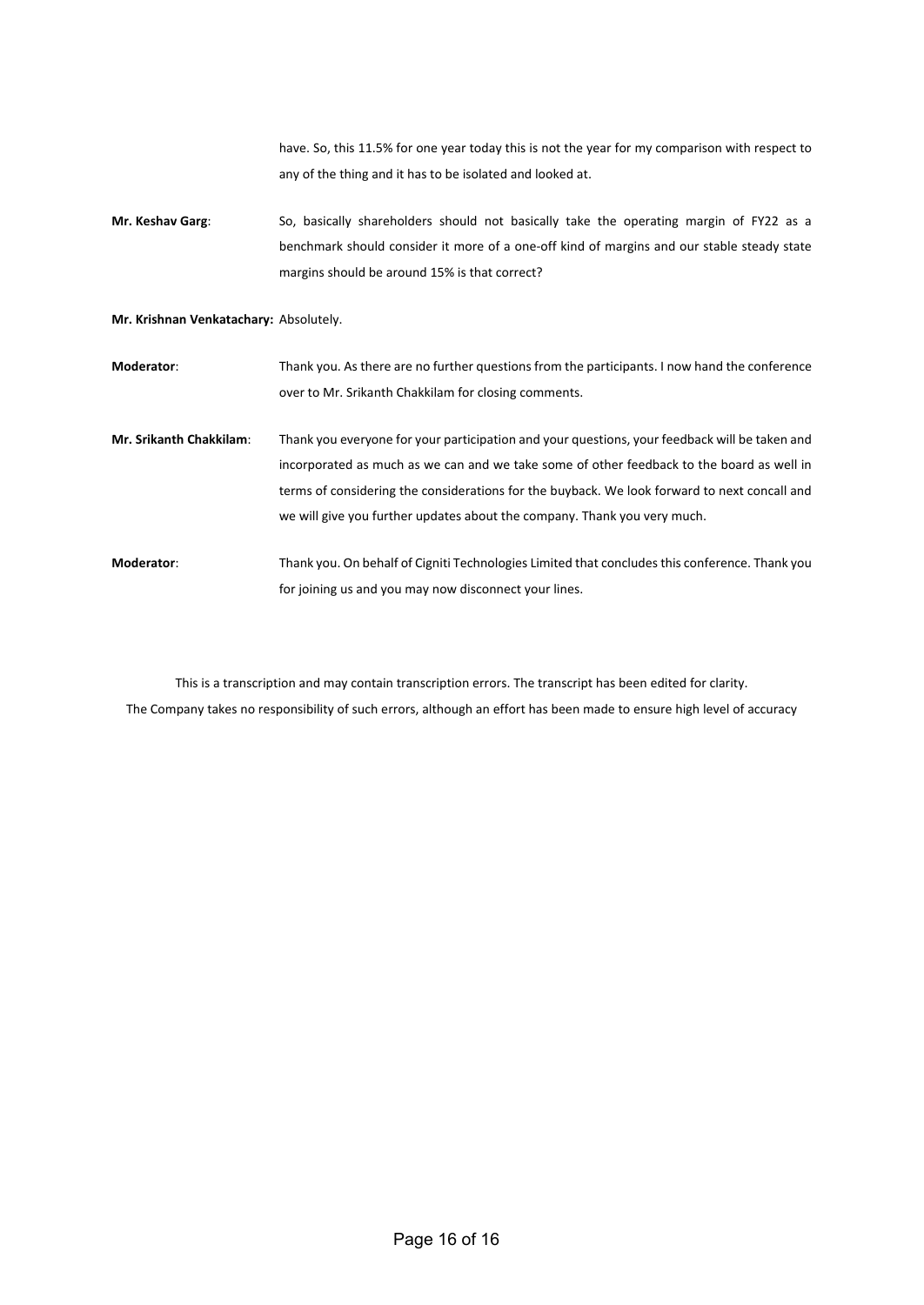have. So, this 11.5% for one year today this is not the year for my comparison with respect to any of the thing and it has to be isolated and looked at.

**Mr. Keshav Garg**: So, basically shareholders should not basically take the operating margin of FY22 as a benchmark should consider it more of a one-off kind of margins and our stable steady state margins should be around 15% is that correct?

**Mr. Krishnan Venkatachary:** Absolutely.

**Moderator**: Thank you. As there are no further questions from the participants. I now hand the conference over to Mr. Srikanth Chakkilam for closing comments.

**Mr. Srikanth Chakkilam**: Thank you everyone for your participation and your questions, your feedback will be taken and incorporated as much as we can and we take some of other feedback to the board as well in terms of considering the considerations for the buyback. We look forward to next concall and we will give you further updates about the company. Thank you very much.

**Moderator**: Thank you. On behalf of Cigniti Technologies Limited that concludes this conference. Thank you for joining us and you may now disconnect your lines.

This is a transcription and may contain transcription errors. The transcript has been edited for clarity.
The Company takes no responsibility of such errors, although an effort has been made to ensure high level of accuracy